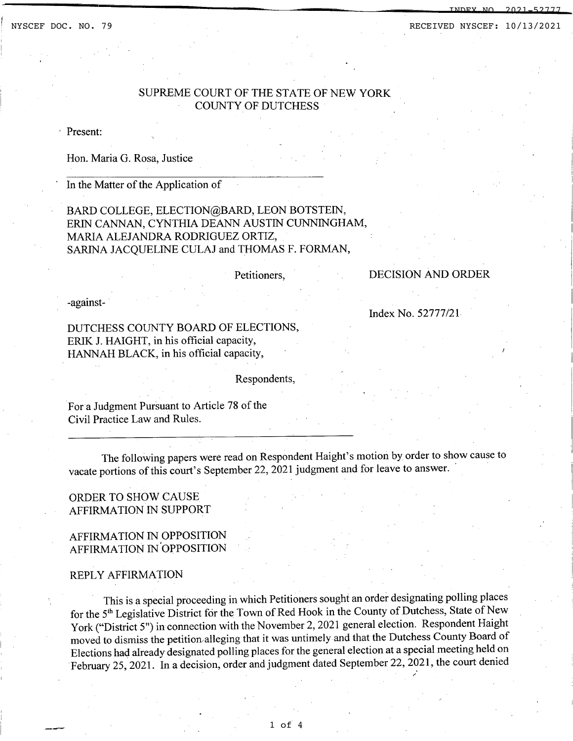SUPREME COURT OF THE STATE OF NEW YORK
COUNTY OF DUTCHESS

Present:

Hon. Maria G. Rosa, Justice

---

In the Matter of the Application of

BARD COLLEGE, ELECTION@BARD, LEON BOTSTEIN, ERIN CANNAN, CYNTHIA DEANN AUSTIN CUNNINGHAM, MARIA ALEJANDRA RODRIGUEZ ORTIZ, SARINA JACQUELINE CULAJ and THOMAS F. FORMAN,

Petitioners,

DECISION AND ORDER

-against-

Index No. 52777/21

DUTCHESS COUNTY BOARD OF ELECTIONS, ERIK J. HAIGHT, in his official capacity, HANNAH BLACK, in his official capacity,

Respondents,

For a Judgment Pursuant to Article 78 of the Civil Practice Law and Rules.

---

The following papers were read on Respondent Haight's motion by order to show cause to vacate portions of this court's September 22, 2021 judgment and for leave to answer.

ORDER TO SHOW CAUSE
AFFIRMATION IN SUPPORT

AFFIRMATION IN OPPOSITION
AFFIRMATION IN OPPOSITION

REPLY AFFIRMATION

This is a special proceeding in which Petitioners sought an order designating polling places for the 5th Legislative District for the Town of Red Hook in the County of Dutchess, State of New York ("District 5") in connection with the November 2, 2021 general election. Respondent Haight moved to dismiss the petition alleging that it was untimely and that the Dutchess County Board of Elections had already designated polling places for the general election at a special meeting held on February 25, 2021. In a decision, order and judgment dated September 22, 2021, the court denied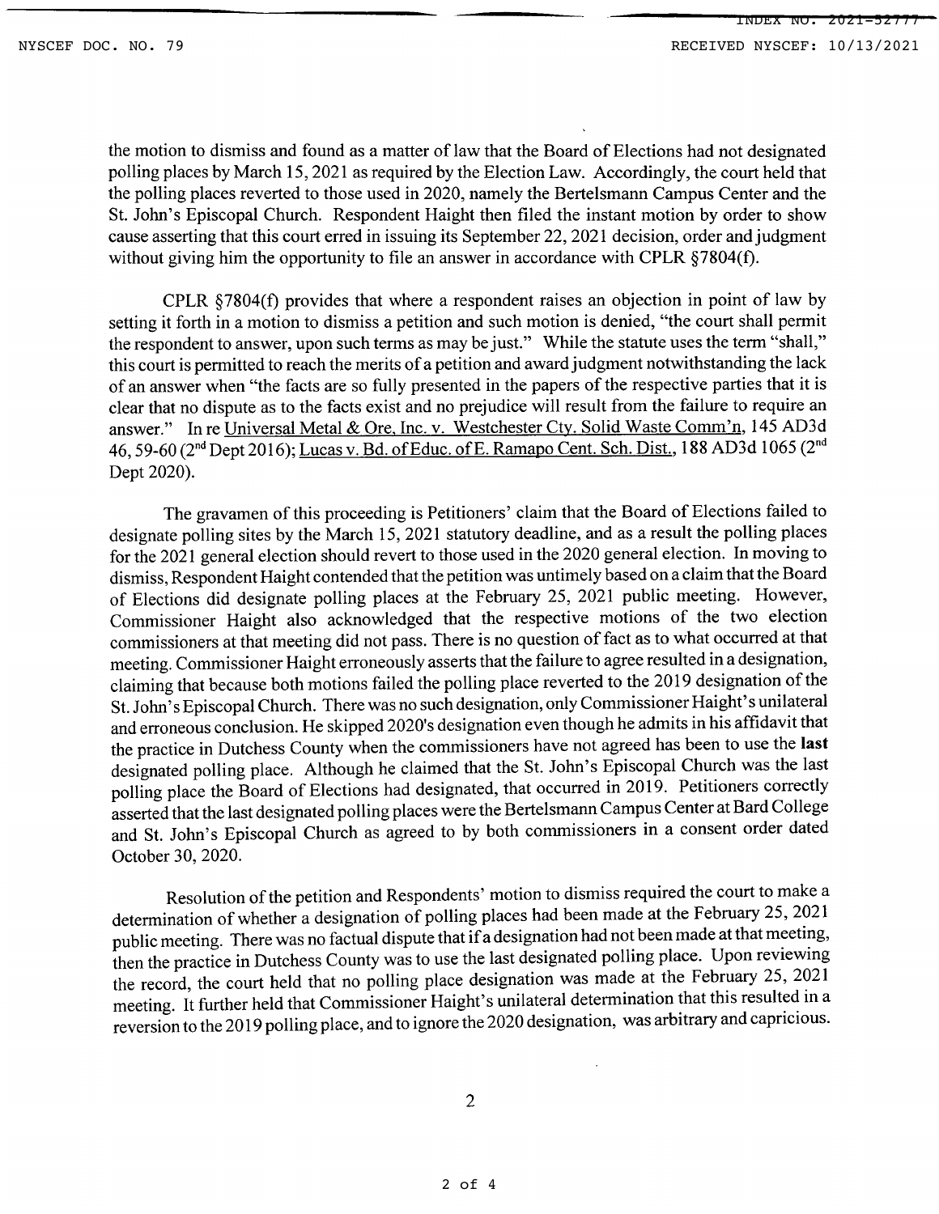the motion to dismiss and found as a matter of law that the Board of Elections had not designated polling places by March 15, 2021 as required by the Election Law. Accordingly, the court held that the polling places reverted to those used in 2020, namely the Bertelsmann Campus Center and the St. John's Episcopal Church. Respondent Haight then filed the instant motion by order to show cause asserting that this court erred in issuing its September 22, 2021 decision, order and judgment without giving him the opportunity to file an answer in accordance with CPLR §7804(f).

CPLR §7804(f) provides that where a respondent raises an objection in point of law by setting it forth in a motion to dismiss a petition and such motion is denied, "the court shall permit the respondent to answer, upon such terms as may be just." While the statute uses the term "shall," this court is permitted to reach the merits of a petition and award judgment notwithstanding the lack of an answer when "the facts are so fully presented in the papers of the respective parties that it is clear that no dispute as to the facts exist and no prejudice will result from the failure to require an answer." In re Universal Metal & Ore, Inc. v. Westchester Cty. Solid Waste Comm'n, 145 AD3d 46, 59-60 (2nd Dept 2016); Lucas v. Bd. of Educ. of E. Ramapo Cent. Sch. Dist., 188 AD3d 1065 (2nd Dept 2020).

The gravamen of this proceeding is Petitioners' claim that the Board of Elections failed to designate polling sites by the March 15, 2021 statutory deadline, and as a result the polling places for the 2021 general election should revert to those used in the 2020 general election. In moving to dismiss, Respondent Haight contended that the petition was untimely based on a claim that the Board of Elections did designate polling places at the February 25, 2021 public meeting. However, Commissioner Haight also acknowledged that the respective motions of the two election commissioners at that meeting did not pass. There is no question of fact as to what occurred at that meeting. Commissioner Haight erroneously asserts that the failure to agree resulted in a designation, claiming that because both motions failed the polling place reverted to the 2019 designation of the St. John's Episcopal Church. There was no such designation, only Commissioner Haight's unilateral and erroneous conclusion. He skipped 2020's designation even though he admits in his affidavit that the practice in Dutchess County when the commissioners have not agreed has been to use the **last** designated polling place. Although he claimed that the St. John's Episcopal Church was the last polling place the Board of Elections had designated, that occurred in 2019. Petitioners correctly asserted that the last designated polling places were the Bertelsmann Campus Center at Bard College and St. John's Episcopal Church as agreed to by both commissioners in a consent order dated October 30, 2020.

Resolution of the petition and Respondents' motion to dismiss required the court to make a determination of whether a designation of polling places had been made at the February 25, 2021 public meeting. There was no factual dispute that if a designation had not been made at that meeting, then the practice in Dutchess County was to use the last designated polling place. Upon reviewing the record, the court held that no polling place designation was made at the February 25, 2021 meeting. It further held that Commissioner Haight's unilateral determination that this resulted in a reversion to the 2019 polling place, and to ignore the 2020 designation, was arbitrary and capricious.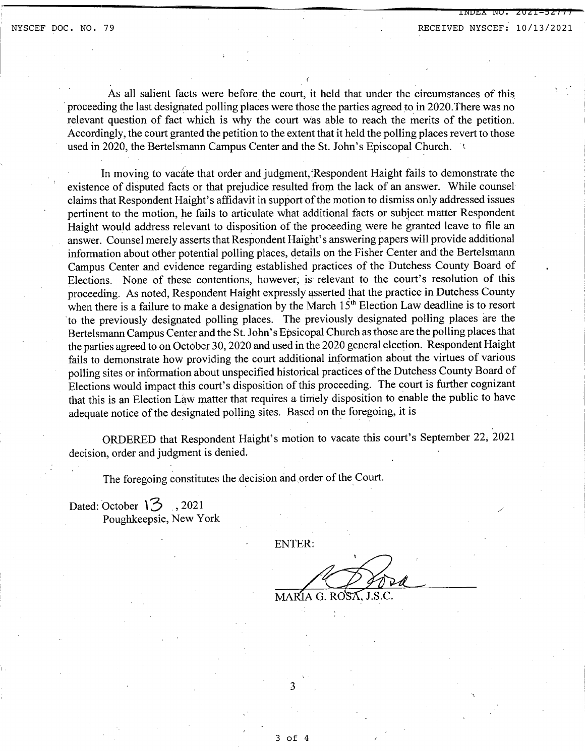As all salient facts were before the court, it held that under the circumstances of this proceeding the last designated polling places were those the parties agreed to in 2020.There was no relevant question of fact which is why the court was able to reach the merits of the petition. Accordingly, the court granted the petition to the extent that it held the polling places revert to those used in 2020, the Bertelsmann Campus Center and the St. John's Episcopal Church.

In moving to vacate that order and judgment, Respondent Haight fails to demonstrate the existence of disputed facts or that prejudice resulted from the lack of an answer. While counsel claims that Respondent Haight's affidavit in support of the motion to dismiss only addressed issues pertinent to the motion, he fails to articulate what additional facts or subject matter Respondent Haight would address relevant to disposition of the proceeding were he granted leave to file an answer. Counsel merely asserts that Respondent Haight's answering papers will provide additional information about other potential polling places, details on the Fisher Center and the Bertelsmann Campus Center and evidence regarding established practices of the Dutchess County Board of Elections. None of these contentions, however, is relevant to the court's resolution of this proceeding. As noted, Respondent Haight expressly asserted that the practice in Dutchess County when there is a failure to make a designation by the March 15th Election Law deadline is to resort to the previously designated polling places. The previously designated polling places are the Bertelsmann Campus Center and the St. John's Epsicopal Church as those are the polling places that the parties agreed to on October 30, 2020 and used in the 2020 general election. Respondent Haight fails to demonstrate how providing the court additional information about the virtues of various polling sites or information about unspecified historical practices of the Dutchess County Board of Elections would impact this court's disposition of this proceeding. The court is further cognizant that this is an Election Law matter that requires a timely disposition to enable the public to have adequate notice of the designated polling sites. Based on the foregoing, it is

ORDERED that Respondent Haight's motion to vacate this court's September 22, 2021 decision, order and judgment is denied.

The foregoing constitutes the decision and order of the Court.

Dated: October 13, 2021
Poughkeepsie, New York

ENTER:

MARIA G. ROSA, J.S.C.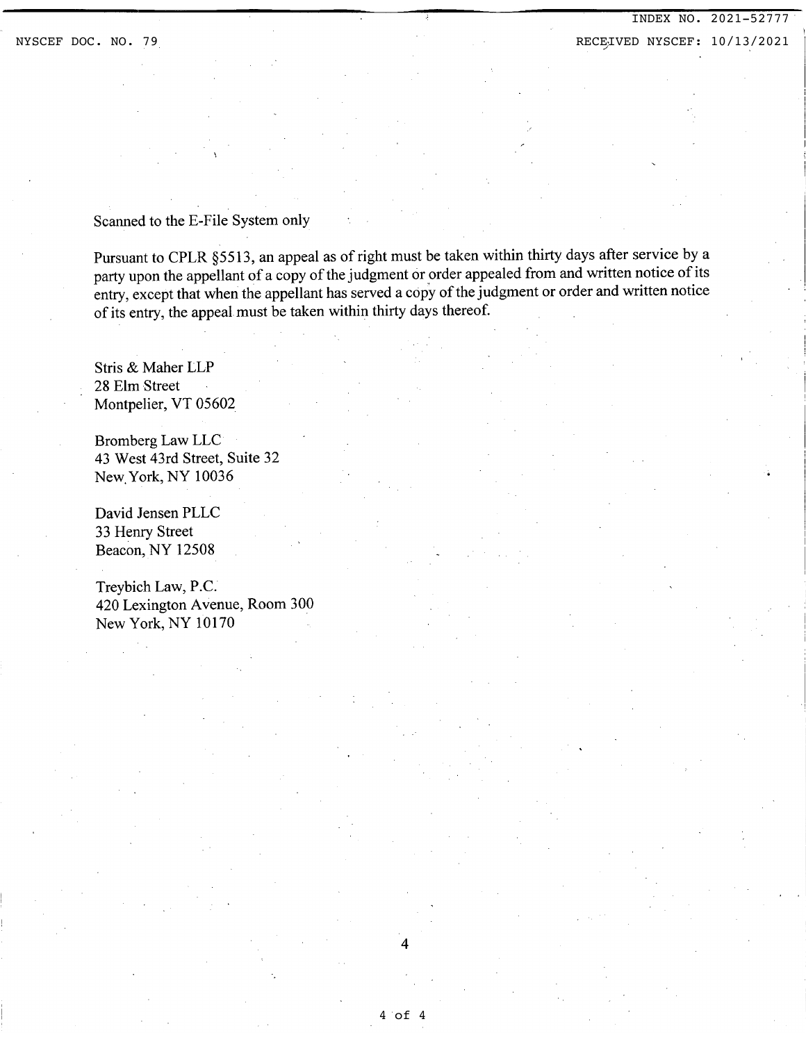Scanned to the E-File System only

Pursuant to CPLR §5513, an appeal as of right must be taken within thirty days after service by a party upon the appellant of a copy of the judgment or order appealed from and written notice of its entry, except that when the appellant has served a copy of the judgment or order and written notice of its entry, the appeal must be taken within thirty days thereof.

Stris & Maher LLP
28 Elm Street
Montpelier, VT 05602

Bromberg Law LLC
43 West 43rd Street, Suite 32
New York, NY 10036

David Jensen PLLC
33 Henry Street
Beacon, NY 12508

Treybich Law, P.C.
420 Lexington Avenue, Room 300
New York, NY 10170